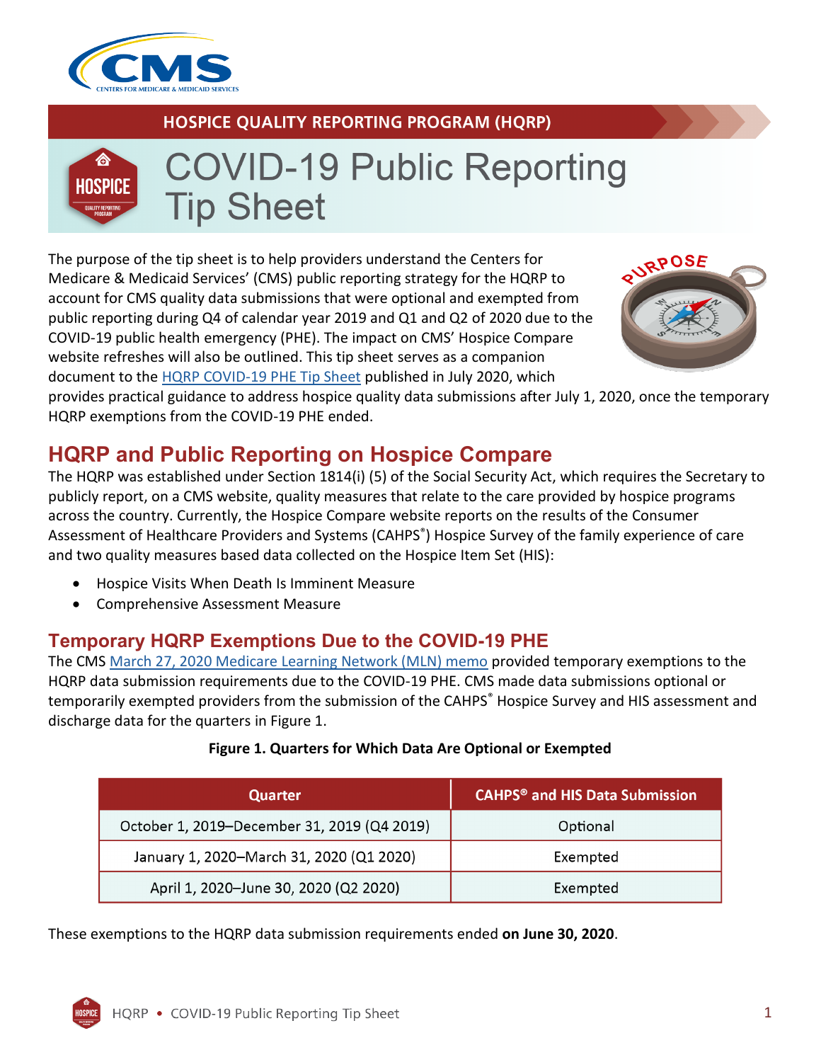HOSPICE QUALITY REPORTING PROGRAM (HQRP)

# COVID-19 Public Reporting Tip Sheet

The purpose of the tip sheet is to help providers understand the Centers for Medicare & Medicaid Services' (CMS) public reporting strategy for the HQRP to account for CMS quality data submissions that were optional and exempted from public reporting during Q4 of calendar year 2019 and Q1 and Q2 of 2020 due to the COVID-19 public health emergency (PHE). The impact on CMS' Hospice Compare website refreshes will also be outlined. This tip sheet serves as a companion document to the HQRP COVID-19 PHE Tip Sheet published in July 2020, which provides practical guidance to address hospice quality data submissions after July 1, 2020, once the temporary HQRP exemptions from the COVID-19 PHE ended.

## HQRP and Public Reporting on Hospice Compare

The HQRP was established under Section 1814(i) (5) of the Social Security Act, which requires the Secretary to publicly report, on a CMS website, quality measures that relate to the care provided by hospice programs across the country. Currently, the Hospice Compare website reports on the results of the Consumer Assessment of Healthcare Providers and Systems (CAHPS®) Hospice Survey of the family experience of care and two quality measures based data collected on the Hospice Item Set (HIS):

- Hospice Visits When Death Is Imminent Measure
- Comprehensive Assessment Measure

### Temporary HQRP Exemptions Due to the COVID-19 PHE

The CMS March 27, 2020 Medicare Learning Network (MLN) memo provided temporary exemptions to the HQRP data submission requirements due to the COVID-19 PHE. CMS made data submissions optional or temporarily exempted providers from the submission of the CAHPS® Hospice Survey and HIS assessment and discharge data for the quarters in Figure 1.

**Figure 1. Quarters for Which Data Are Optional or Exempted**

| Quarter | CAHPS® and HIS Data Submission |
|---|---|
| October 1, 2019–December 31, 2019 (Q4 2019) | Optional |
| January 1, 2020–March 31, 2020 (Q1 2020) | Exempted |
| April 1, 2020–June 30, 2020 (Q2 2020) | Exempted |

These exemptions to the HQRP data submission requirements ended **on June 30, 2020**.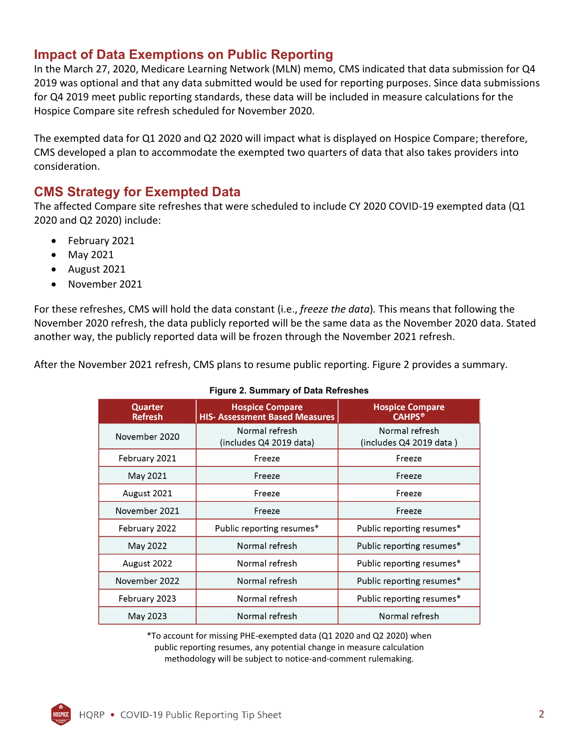## Impact of Data Exemptions on Public Reporting

In the March 27, 2020, Medicare Learning Network (MLN) memo, CMS indicated that data submission for Q4 2019 was optional and that any data submitted would be used for reporting purposes. Since data submissions for Q4 2019 meet public reporting standards, these data will be included in measure calculations for the Hospice Compare site refresh scheduled for November 2020.

The exempted data for Q1 2020 and Q2 2020 will impact what is displayed on Hospice Compare; therefore, CMS developed a plan to accommodate the exempted two quarters of data that also takes providers into consideration.

## CMS Strategy for Exempted Data

The affected Compare site refreshes that were scheduled to include CY 2020 COVID-19 exempted data (Q1 2020 and Q2 2020) include:

- February 2021
- May 2021
- August 2021
- November 2021

For these refreshes, CMS will hold the data constant (i.e., *freeze the data*). This means that following the November 2020 refresh, the data publicly reported will be the same data as the November 2020 data. Stated another way, the publicly reported data will be frozen through the November 2021 refresh.

After the November 2021 refresh, CMS plans to resume public reporting. Figure 2 provides a summary.

**Figure 2. Summary of Data Refreshes**

| Quarter Refresh | Hospice Compare HIS- Assessment Based Measures | Hospice Compare CAHPS® |
|---|---|---|
| November 2020 | Normal refresh (includes Q4 2019 data) | Normal refresh (includes Q4 2019 data ) |
| February 2021 | Freeze | Freeze |
| May 2021 | Freeze | Freeze |
| August 2021 | Freeze | Freeze |
| November 2021 | Freeze | Freeze |
| February 2022 | Public reporting resumes* | Public reporting resumes* |
| May 2022 | Normal refresh | Public reporting resumes* |
| August 2022 | Normal refresh | Public reporting resumes* |
| November 2022 | Normal refresh | Public reporting resumes* |
| February 2023 | Normal refresh | Public reporting resumes* |
| May 2023 | Normal refresh | Normal refresh |

*To account for missing PHE-exempted data (Q1 2020 and Q2 2020) when public reporting resumes, any potential change in measure calculation methodology will be subject to notice-and-comment rulemaking.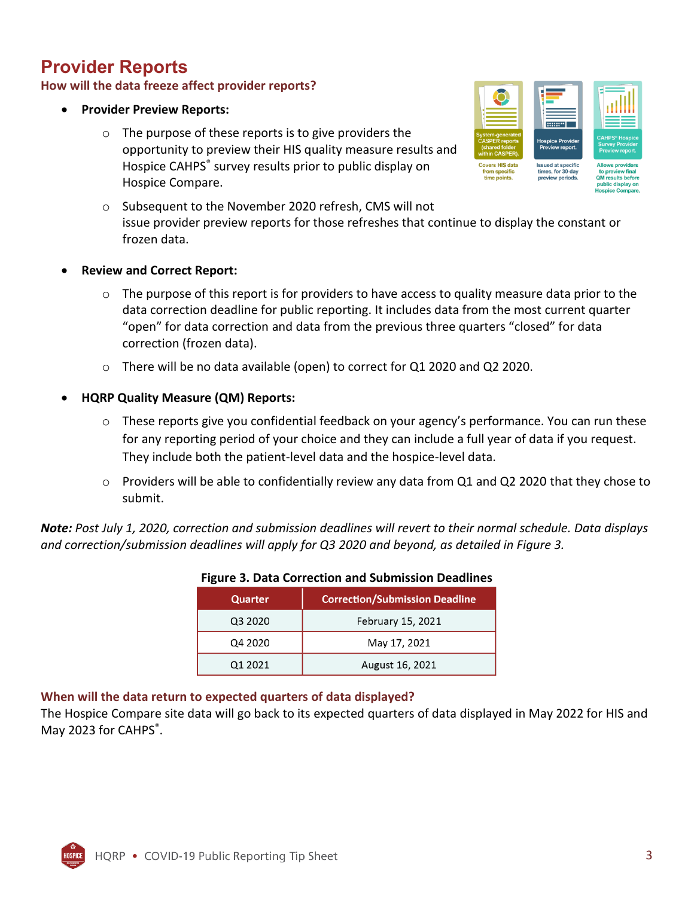## Provider Reports

### How will the data freeze affect provider reports?

System-generated CASPER reports (shared folder within CASPER).
Covers HIS data from specific time points.

Hospice Provider Preview report.
Issued at specific times, for 30-day preview periods.

CAHPS® Hospice Survey Provider Preview report.
Allows providers to preview final QM results before public display on Hospice Compare.

- **Provider Preview Reports:**
  - The purpose of these reports is to give providers the opportunity to preview their HIS quality measure results and Hospice CAHPS® survey results prior to public display on Hospice Compare.
  - Subsequent to the November 2020 refresh, CMS will not issue provider preview reports for those refreshes that continue to display the constant or frozen data.
- **Review and Correct Report:**
  - The purpose of this report is for providers to have access to quality measure data prior to the data correction deadline for public reporting. It includes data from the most current quarter "open" for data correction and data from the previous three quarters "closed" for data correction (frozen data).
  - There will be no data available (open) to correct for Q1 2020 and Q2 2020.
- **HQRP Quality Measure (QM) Reports:**
  - These reports give you confidential feedback on your agency's performance. You can run these for any reporting period of your choice and they can include a full year of data if you request. They include both the patient-level data and the hospice-level data.
  - Providers will be able to confidentially review any data from Q1 and Q2 2020 that they chose to submit.

***Note:*** *Post July 1, 2020, correction and submission deadlines will revert to their normal schedule. Data displays and correction/submission deadlines will apply for Q3 2020 and beyond, as detailed in Figure 3.*

**Figure 3. Data Correction and Submission Deadlines**

| Quarter | Correction/Submission Deadline |
|---|---|
| Q3 2020 | February 15, 2021 |
| Q4 2020 | May 17, 2021 |
| Q1 2021 | August 16, 2021 |

### When will the data return to expected quarters of data displayed?

The Hospice Compare site data will go back to its expected quarters of data displayed in May 2022 for HIS and May 2023 for CAHPS®.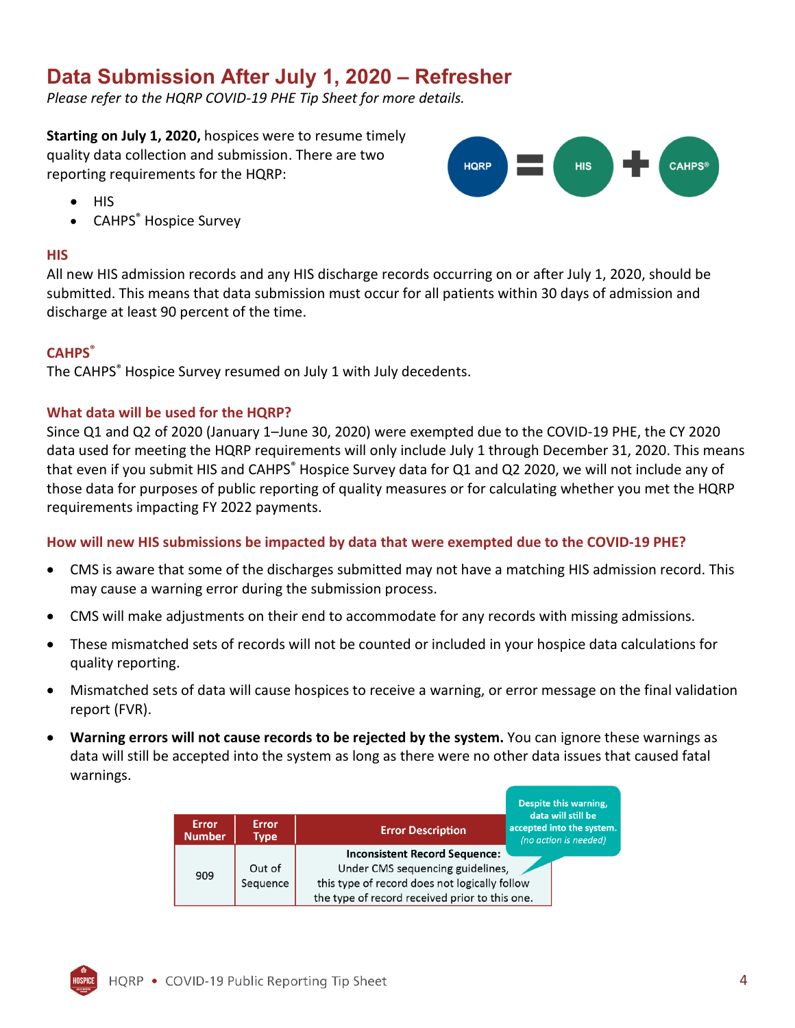# Data Submission After July 1, 2020 – Refresher

*Please refer to the HQRP COVID-19 PHE Tip Sheet for more details.*

**Starting on July 1, 2020,** hospices were to resume timely quality data collection and submission. There are two reporting requirements for the HQRP:

- HIS
- CAHPS® Hospice Survey

HQRP = HIS + CAHPS®

### HIS

All new HIS admission records and any HIS discharge records occurring on or after July 1, 2020, should be submitted. This means that data submission must occur for all patients within 30 days of admission and discharge at least 90 percent of the time.

### CAHPS®

The CAHPS® Hospice Survey resumed on July 1 with July decedents.

### What data will be used for the HQRP?

Since Q1 and Q2 of 2020 (January 1–June 30, 2020) were exempted due to the COVID-19 PHE, the CY 2020 data used for meeting the HQRP requirements will only include July 1 through December 31, 2020. This means that even if you submit HIS and CAHPS® Hospice Survey data for Q1 and Q2 2020, we will not include any of those data for purposes of public reporting of quality measures or for calculating whether you met the HQRP requirements impacting FY 2022 payments.

### How will new HIS submissions be impacted by data that were exempted due to the COVID-19 PHE?

- CMS is aware that some of the discharges submitted may not have a matching HIS admission record. This may cause a warning error during the submission process.
- CMS will make adjustments on their end to accommodate for any records with missing admissions.
- These mismatched sets of records will not be counted or included in your hospice data calculations for quality reporting.
- Mismatched sets of data will cause hospices to receive a warning, or error message on the final validation report (FVR).
- **Warning errors will not cause records to be rejected by the system.** You can ignore these warnings as data will still be accepted into the system as long as there were no other data issues that caused fatal warnings.

| Error Number | Error Type | Error Description |
|---|---|---|
| 909 | Out of Sequence | **Inconsistent Record Sequence:** Under CMS sequencing guidelines, this type of record does not logically follow the type of record received prior to this one. |

Despite this warning, data will still be accepted into the system. *(no action is needed)*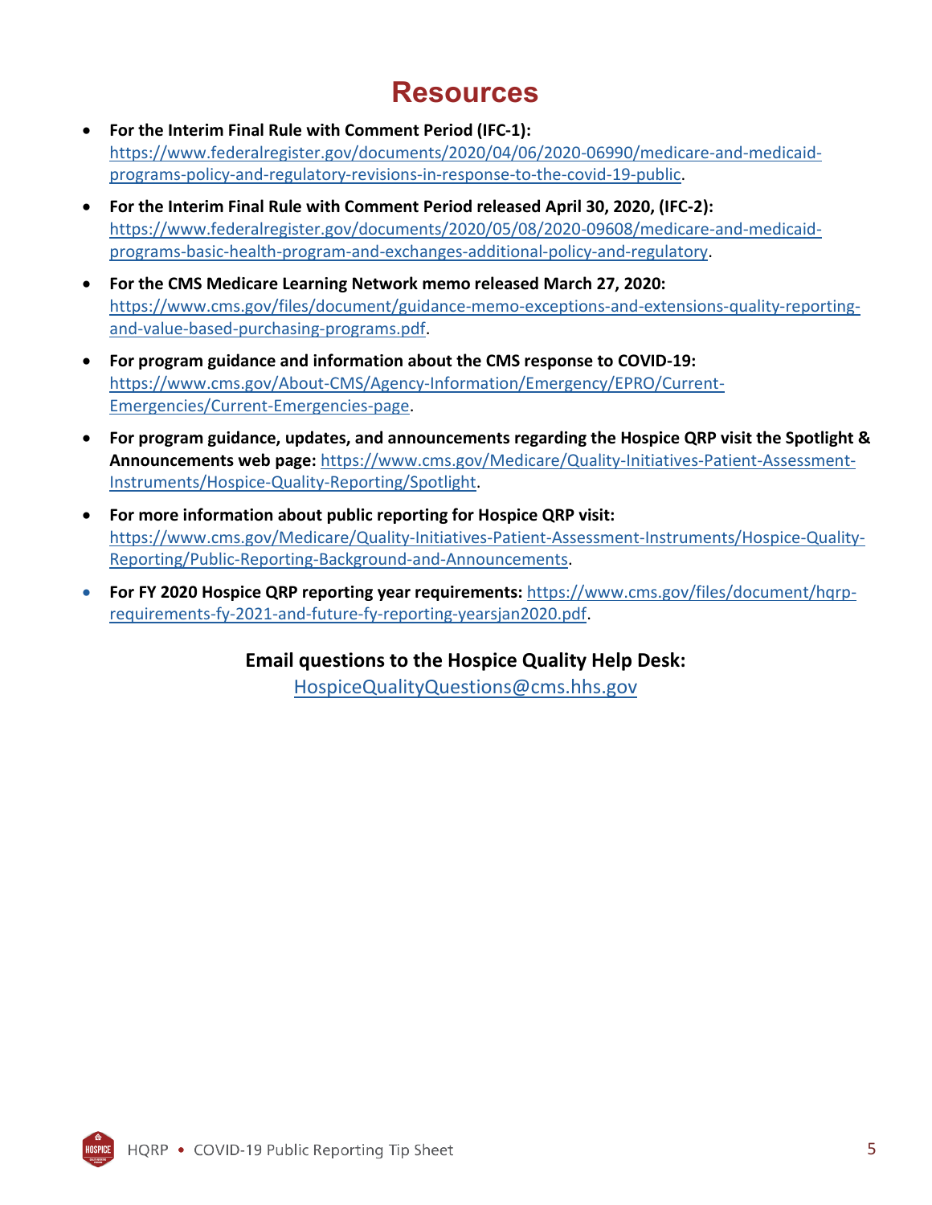# Resources

- **For the Interim Final Rule with Comment Period (IFC-1):** https://www.federalregister.gov/documents/2020/04/06/2020-06990/medicare-and-medicaid-programs-policy-and-regulatory-revisions-in-response-to-the-covid-19-public.
- **For the Interim Final Rule with Comment Period released April 30, 2020, (IFC-2):** https://www.federalregister.gov/documents/2020/05/08/2020-09608/medicare-and-medicaid-programs-basic-health-program-and-exchanges-additional-policy-and-regulatory.
- **For the CMS Medicare Learning Network memo released March 27, 2020:** https://www.cms.gov/files/document/guidance-memo-exceptions-and-extensions-quality-reporting-and-value-based-purchasing-programs.pdf.
- **For program guidance and information about the CMS response to COVID-19:** https://www.cms.gov/About-CMS/Agency-Information/Emergency/EPRO/Current-Emergencies/Current-Emergencies-page.
- **For program guidance, updates, and announcements regarding the Hospice QRP visit the Spotlight & Announcements web page:** https://www.cms.gov/Medicare/Quality-Initiatives-Patient-Assessment-Instruments/Hospice-Quality-Reporting/Spotlight.
- **For more information about public reporting for Hospice QRP visit:** https://www.cms.gov/Medicare/Quality-Initiatives-Patient-Assessment-Instruments/Hospice-Quality-Reporting/Public-Reporting-Background-and-Announcements.
- **For FY 2020 Hospice QRP reporting year requirements:** https://www.cms.gov/files/document/hqrp-requirements-fy-2021-and-future-fy-reporting-yearsjan2020.pdf.

**Email questions to the Hospice Quality Help Desk:**
HospiceQualityQuestions@cms.hhs.gov